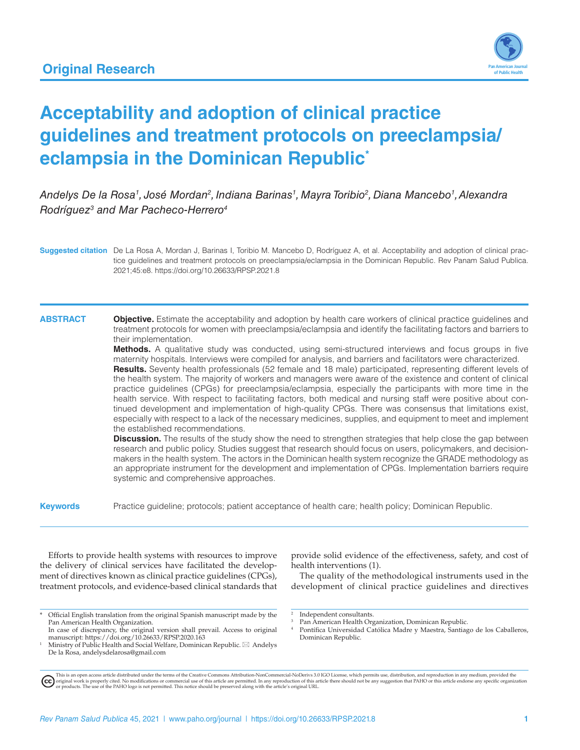Original Research

# Acceptability and adoption of clinical practice guidelines and treatment protocols on preeclampsia/eclampsia in the Dominican Republic*

*Andelys De la Rosa[1], José Mordan[2], Indiana Barinas[1], Mayra Toribio[2], Diana Mancebo[1], Alexandra Rodríguez[3] and Mar Pacheco-Herrero[4]*

**Suggested citation** De La Rosa A, Mordan J, Barinas I, Toribio M. Mancebo D, Rodríguez A, et al. Acceptability and adoption of clinical practice guidelines and treatment protocols on preeclampsia/eclampsia in the Dominican Republic. Rev Panam Salud Publica. 2021;45:e8. https://doi.org/10.26633/RPSP.2021.8

## ABSTRACT

**Objective.** Estimate the acceptability and adoption by health care workers of clinical practice guidelines and treatment protocols for women with preeclampsia/eclampsia and identify the facilitating factors and barriers to their implementation.

**Methods.** A qualitative study was conducted, using semi-structured interviews and focus groups in five maternity hospitals. Interviews were compiled for analysis, and barriers and facilitators were characterized.

**Results.** Seventy health professionals (52 female and 18 male) participated, representing different levels of the health system. The majority of workers and managers were aware of the existence and content of clinical practice guidelines (CPGs) for preeclampsia/eclampsia, especially the participants with more time in the health service. With respect to facilitating factors, both medical and nursing staff were positive about continued development and implementation of high-quality CPGs. There was consensus that limitations exist, especially with respect to a lack of the necessary medicines, supplies, and equipment to meet and implement the established recommendations.

**Discussion.** The results of the study show the need to strengthen strategies that help close the gap between research and public policy. Studies suggest that research should focus on users, policymakers, and decision-makers in the health system. The actors in the Dominican health system recognize the GRADE methodology as an appropriate instrument for the development and implementation of CPGs. Implementation barriers require systemic and comprehensive approaches.

**Keywords** Practice guideline; protocols; patient acceptance of health care; health policy; Dominican Republic.

Efforts to provide health systems with resources to improve the delivery of clinical services have facilitated the development of directives known as clinical practice guidelines (CPGs), treatment protocols, and evidence-based clinical standards that provide solid evidence of the effectiveness, safety, and cost of health interventions (1).

The quality of the methodological instruments used in the development of clinical practice guidelines and directives

---

* Official English translation from the original Spanish manuscript made by the Pan American Health Organization. In case of discrepancy, the original version shall prevail. Access to original manuscript: https://doi.org/10.26633/RPSP.2020.163

[1] Ministry of Public Health and Social Welfare, Dominican Republic. ✉ Andelys De la Rosa, andelysdelarosa@gmail.com

[2] Independent consultants.

[3] Pan American Health Organization, Dominican Republic.

[4] Pontífica Universidad Católica Madre y Maestra, Santiago de los Caballeros, Dominican Republic.

This is an open access article distributed under the terms of the Creative Commons Attribution-NonCommercial-NoDerivs 3.0 IGO License, which permits use, distribution, and reproduction in any medium, provided the original work is properly cited. No modifications or commercial use of this article are permitted. In any reproduction of this article there should not be any suggestion that PAHO or this article endorse any specific organization or products. The use of the PAHO logo is not permitted. This notice should be preserved along with the article's original URL.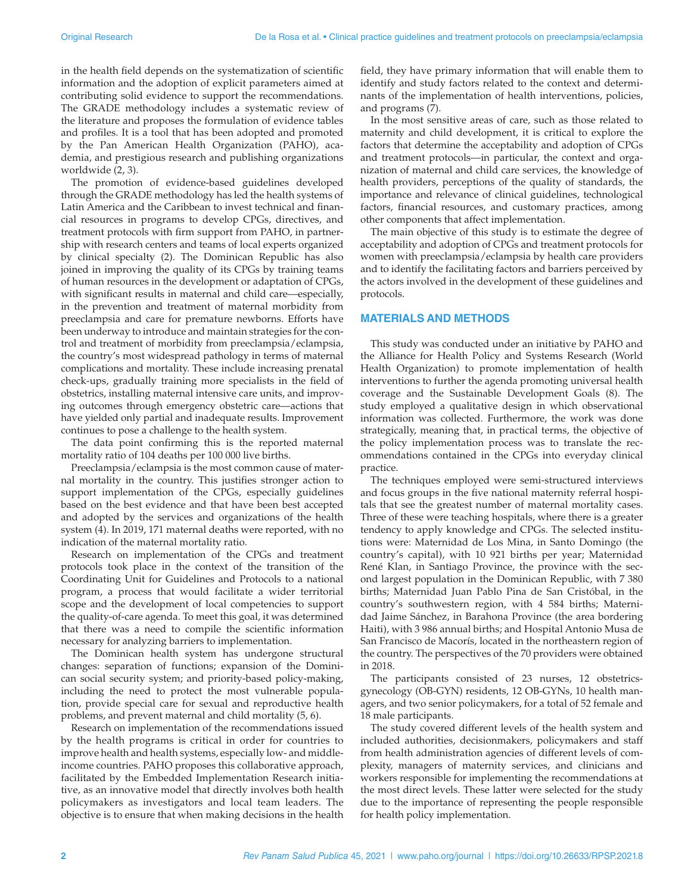in the health field depends on the systematization of scientific information and the adoption of explicit parameters aimed at contributing solid evidence to support the recommendations. The GRADE methodology includes a systematic review of the literature and proposes the formulation of evidence tables and profiles. It is a tool that has been adopted and promoted by the Pan American Health Organization (PAHO), academia, and prestigious research and publishing organizations worldwide (2, 3).

The promotion of evidence-based guidelines developed through the GRADE methodology has led the health systems of Latin America and the Caribbean to invest technical and financial resources in programs to develop CPGs, directives, and treatment protocols with firm support from PAHO, in partnership with research centers and teams of local experts organized by clinical specialty (2). The Dominican Republic has also joined in improving the quality of its CPGs by training teams of human resources in the development or adaptation of CPGs, with significant results in maternal and child care—especially, in the prevention and treatment of maternal morbidity from preeclampsia and care for premature newborns. Efforts have been underway to introduce and maintain strategies for the control and treatment of morbidity from preeclampsia/eclampsia, the country's most widespread pathology in terms of maternal complications and mortality. These include increasing prenatal check-ups, gradually training more specialists in the field of obstetrics, installing maternal intensive care units, and improving outcomes through emergency obstetric care—actions that have yielded only partial and inadequate results. Improvement continues to pose a challenge to the health system.

The data point confirming this is the reported maternal mortality ratio of 104 deaths per 100 000 live births.

Preeclampsia/eclampsia is the most common cause of maternal mortality in the country. This justifies stronger action to support implementation of the CPGs, especially guidelines based on the best evidence and that have been best accepted and adopted by the services and organizations of the health system (4). In 2019, 171 maternal deaths were reported, with no indication of the maternal mortality ratio.

Research on implementation of the CPGs and treatment protocols took place in the context of the transition of the Coordinating Unit for Guidelines and Protocols to a national program, a process that would facilitate a wider territorial scope and the development of local competencies to support the quality-of-care agenda. To meet this goal, it was determined that there was a need to compile the scientific information necessary for analyzing barriers to implementation.

The Dominican health system has undergone structural changes: separation of functions; expansion of the Dominican social security system; and priority-based policy-making, including the need to protect the most vulnerable population, provide special care for sexual and reproductive health problems, and prevent maternal and child mortality (5, 6).

Research on implementation of the recommendations issued by the health programs is critical in order for countries to improve health and health systems, especially low- and middle-income countries. PAHO proposes this collaborative approach, facilitated by the Embedded Implementation Research initiative, as an innovative model that directly involves both health policymakers as investigators and local team leaders. The objective is to ensure that when making decisions in the health field, they have primary information that will enable them to identify and study factors related to the context and determinants of the implementation of health interventions, policies, and programs (7).

In the most sensitive areas of care, such as those related to maternity and child development, it is critical to explore the factors that determine the acceptability and adoption of CPGs and treatment protocols—in particular, the context and organization of maternal and child care services, the knowledge of health providers, perceptions of the quality of standards, the importance and relevance of clinical guidelines, technological factors, financial resources, and customary practices, among other components that affect implementation.

The main objective of this study is to estimate the degree of acceptability and adoption of CPGs and treatment protocols for women with preeclampsia/eclampsia by health care providers and to identify the facilitating factors and barriers perceived by the actors involved in the development of these guidelines and protocols.

## MATERIALS AND METHODS

This study was conducted under an initiative by PAHO and the Alliance for Health Policy and Systems Research (World Health Organization) to promote implementation of health interventions to further the agenda promoting universal health coverage and the Sustainable Development Goals (8). The study employed a qualitative design in which observational information was collected. Furthermore, the work was done strategically, meaning that, in practical terms, the objective of the policy implementation process was to translate the recommendations contained in the CPGs into everyday clinical practice.

The techniques employed were semi-structured interviews and focus groups in the five national maternity referral hospitals that see the greatest number of maternal mortality cases. Three of these were teaching hospitals, where there is a greater tendency to apply knowledge and CPGs. The selected institutions were: Maternidad de Los Mina, in Santo Domingo (the country's capital), with 10 921 births per year; Maternidad René Klan, in Santiago Province, the province with the second largest population in the Dominican Republic, with 7 380 births; Maternidad Juan Pablo Pina de San Cristóbal, in the country's southwestern region, with 4 584 births; Maternidad Jaime Sánchez, in Barahona Province (the area bordering Haiti), with 3 986 annual births; and Hospital Antonio Musa de San Francisco de Macorís, located in the northeastern region of the country. The perspectives of the 70 providers were obtained in 2018.

The participants consisted of 23 nurses, 12 obstetrics-gynecology (OB-GYN) residents, 12 OB-GYNs, 10 health managers, and two senior policymakers, for a total of 52 female and 18 male participants.

The study covered different levels of the health system and included authorities, decisionmakers, policymakers and staff from health administration agencies of different levels of complexity, managers of maternity services, and clinicians and workers responsible for implementing the recommendations at the most direct levels. These latter were selected for the study due to the importance of representing the people responsible for health policy implementation.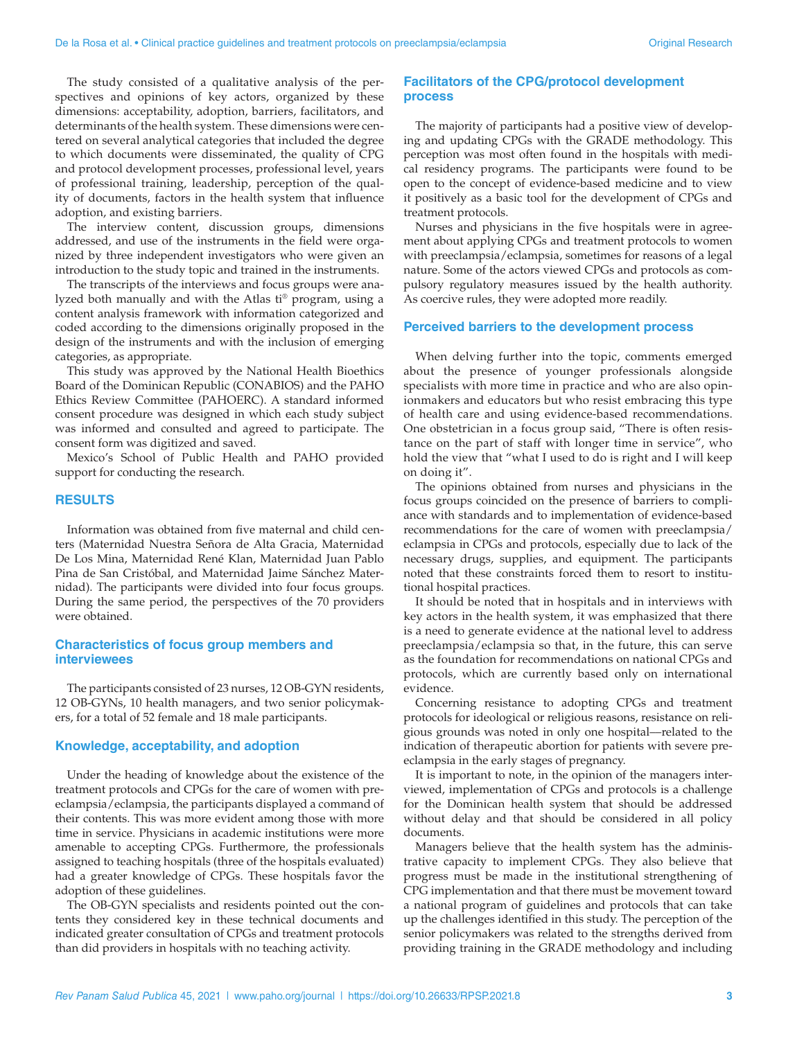The study consisted of a qualitative analysis of the perspectives and opinions of key actors, organized by these dimensions: acceptability, adoption, barriers, facilitators, and determinants of the health system. These dimensions were centered on several analytical categories that included the degree to which documents were disseminated, the quality of CPG and protocol development processes, professional level, years of professional training, leadership, perception of the quality of documents, factors in the health system that influence adoption, and existing barriers.

The interview content, discussion groups, dimensions addressed, and use of the instruments in the field were organized by three independent investigators who were given an introduction to the study topic and trained in the instruments.

The transcripts of the interviews and focus groups were analyzed both manually and with the Atlas ti® program, using a content analysis framework with information categorized and coded according to the dimensions originally proposed in the design of the instruments and with the inclusion of emerging categories, as appropriate.

This study was approved by the National Health Bioethics Board of the Dominican Republic (CONABIOS) and the PAHO Ethics Review Committee (PAHOERC). A standard informed consent procedure was designed in which each study subject was informed and consulted and agreed to participate. The consent form was digitized and saved.

Mexico's School of Public Health and PAHO provided support for conducting the research.

## RESULTS

Information was obtained from five maternal and child centers (Maternidad Nuestra Señora de Alta Gracia, Maternidad De Los Mina, Maternidad René Klan, Maternidad Juan Pablo Pina de San Cristóbal, and Maternidad Jaime Sánchez Maternidad). The participants were divided into four focus groups. During the same period, the perspectives of the 70 providers were obtained.

### Characteristics of focus group members and interviewees

The participants consisted of 23 nurses, 12 OB-GYN residents, 12 OB-GYNs, 10 health managers, and two senior policymakers, for a total of 52 female and 18 male participants.

### Knowledge, acceptability, and adoption

Under the heading of knowledge about the existence of the treatment protocols and CPGs for the care of women with preeclampsia/eclampsia, the participants displayed a command of their contents. This was more evident among those with more time in service. Physicians in academic institutions were more amenable to accepting CPGs. Furthermore, the professionals assigned to teaching hospitals (three of the hospitals evaluated) had a greater knowledge of CPGs. These hospitals favor the adoption of these guidelines.

The OB-GYN specialists and residents pointed out the contents they considered key in these technical documents and indicated greater consultation of CPGs and treatment protocols than did providers in hospitals with no teaching activity.

### Facilitators of the CPG/protocol development process

The majority of participants had a positive view of developing and updating CPGs with the GRADE methodology. This perception was most often found in the hospitals with medical residency programs. The participants were found to be open to the concept of evidence-based medicine and to view it positively as a basic tool for the development of CPGs and treatment protocols.

Nurses and physicians in the five hospitals were in agreement about applying CPGs and treatment protocols to women with preeclampsia/eclampsia, sometimes for reasons of a legal nature. Some of the actors viewed CPGs and protocols as compulsory regulatory measures issued by the health authority. As coercive rules, they were adopted more readily.

### Perceived barriers to the development process

When delving further into the topic, comments emerged about the presence of younger professionals alongside specialists with more time in practice and who are also opinionmakers and educators but who resist embracing this type of health care and using evidence-based recommendations. One obstetrician in a focus group said, "There is often resistance on the part of staff with longer time in service", who hold the view that "what I used to do is right and I will keep on doing it".

The opinions obtained from nurses and physicians in the focus groups coincided on the presence of barriers to compliance with standards and to implementation of evidence-based recommendations for the care of women with preeclampsia/eclampsia in CPGs and protocols, especially due to lack of the necessary drugs, supplies, and equipment. The participants noted that these constraints forced them to resort to institutional hospital practices.

It should be noted that in hospitals and in interviews with key actors in the health system, it was emphasized that there is a need to generate evidence at the national level to address preeclampsia/eclampsia so that, in the future, this can serve as the foundation for recommendations on national CPGs and protocols, which are currently based only on international evidence.

Concerning resistance to adopting CPGs and treatment protocols for ideological or religious reasons, resistance on religious grounds was noted in only one hospital—related to the indication of therapeutic abortion for patients with severe preeclampsia in the early stages of pregnancy.

It is important to note, in the opinion of the managers interviewed, implementation of CPGs and protocols is a challenge for the Dominican health system that should be addressed without delay and that should be considered in all policy documents.

Managers believe that the health system has the administrative capacity to implement CPGs. They also believe that progress must be made in the institutional strengthening of CPG implementation and that there must be movement toward a national program of guidelines and protocols that can take up the challenges identified in this study. The perception of the senior policymakers was related to the strengths derived from providing training in the GRADE methodology and including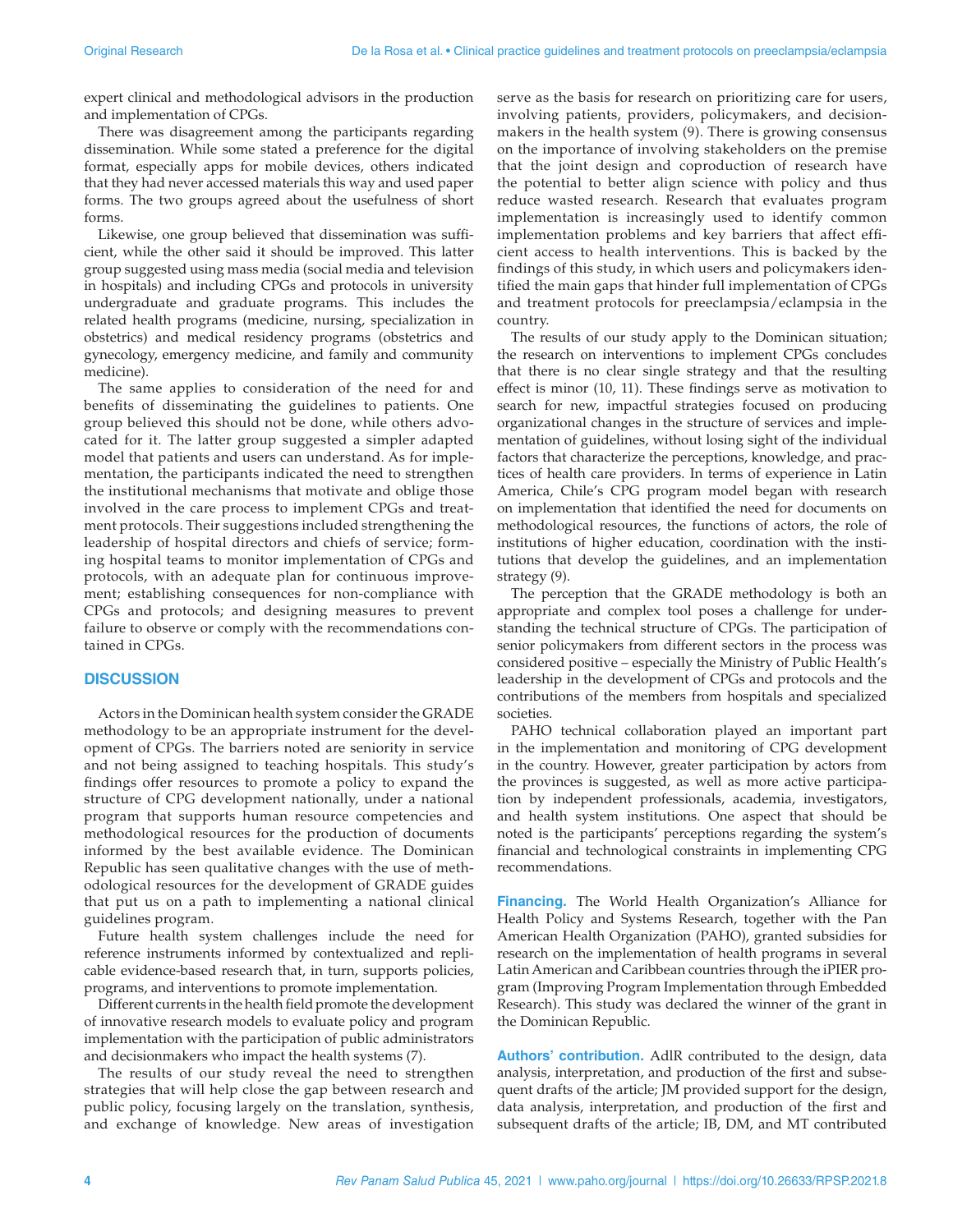expert clinical and methodological advisors in the production and implementation of CPGs.

There was disagreement among the participants regarding dissemination. While some stated a preference for the digital format, especially apps for mobile devices, others indicated that they had never accessed materials this way and used paper forms. The two groups agreed about the usefulness of short forms.

Likewise, one group believed that dissemination was sufficient, while the other said it should be improved. This latter group suggested using mass media (social media and television in hospitals) and including CPGs and protocols in university undergraduate and graduate programs. This includes the related health programs (medicine, nursing, specialization in obstetrics) and medical residency programs (obstetrics and gynecology, emergency medicine, and family and community medicine).

The same applies to consideration of the need for and benefits of disseminating the guidelines to patients. One group believed this should not be done, while others advocated for it. The latter group suggested a simpler adapted model that patients and users can understand. As for implementation, the participants indicated the need to strengthen the institutional mechanisms that motivate and oblige those involved in the care process to implement CPGs and treatment protocols. Their suggestions included strengthening the leadership of hospital directors and chiefs of service; forming hospital teams to monitor implementation of CPGs and protocols, with an adequate plan for continuous improvement; establishing consequences for non-compliance with CPGs and protocols; and designing measures to prevent failure to observe or comply with the recommendations contained in CPGs.

## DISCUSSION

Actors in the Dominican health system consider the GRADE methodology to be an appropriate instrument for the development of CPGs. The barriers noted are seniority in service and not being assigned to teaching hospitals. This study's findings offer resources to promote a policy to expand the structure of CPG development nationally, under a national program that supports human resource competencies and methodological resources for the production of documents informed by the best available evidence. The Dominican Republic has seen qualitative changes with the use of methodological resources for the development of GRADE guides that put us on a path to implementing a national clinical guidelines program.

Future health system challenges include the need for reference instruments informed by contextualized and replicable evidence-based research that, in turn, supports policies, programs, and interventions to promote implementation.

Different currents in the health field promote the development of innovative research models to evaluate policy and program implementation with the participation of public administrators and decisionmakers who impact the health systems (7).

The results of our study reveal the need to strengthen strategies that will help close the gap between research and public policy, focusing largely on the translation, synthesis, and exchange of knowledge. New areas of investigation serve as the basis for research on prioritizing care for users, involving patients, providers, policymakers, and decisionmakers in the health system (9). There is growing consensus on the importance of involving stakeholders on the premise that the joint design and coproduction of research have the potential to better align science with policy and thus reduce wasted research. Research that evaluates program implementation is increasingly used to identify common implementation problems and key barriers that affect efficient access to health interventions. This is backed by the findings of this study, in which users and policymakers identified the main gaps that hinder full implementation of CPGs and treatment protocols for preeclampsia/eclampsia in the country.

The results of our study apply to the Dominican situation; the research on interventions to implement CPGs concludes that there is no clear single strategy and that the resulting effect is minor (10, 11). These findings serve as motivation to search for new, impactful strategies focused on producing organizational changes in the structure of services and implementation of guidelines, without losing sight of the individual factors that characterize the perceptions, knowledge, and practices of health care providers. In terms of experience in Latin America, Chile's CPG program model began with research on implementation that identified the need for documents on methodological resources, the functions of actors, the role of institutions of higher education, coordination with the institutions that develop the guidelines, and an implementation strategy (9).

The perception that the GRADE methodology is both an appropriate and complex tool poses a challenge for understanding the technical structure of CPGs. The participation of senior policymakers from different sectors in the process was considered positive – especially the Ministry of Public Health's leadership in the development of CPGs and protocols and the contributions of the members from hospitals and specialized societies.

PAHO technical collaboration played an important part in the implementation and monitoring of CPG development in the country. However, greater participation by actors from the provinces is suggested, as well as more active participation by independent professionals, academia, investigators, and health system institutions. One aspect that should be noted is the participants' perceptions regarding the system's financial and technological constraints in implementing CPG recommendations.

**Financing.** The World Health Organization's Alliance for Health Policy and Systems Research, together with the Pan American Health Organization (PAHO), granted subsidies for research on the implementation of health programs in several Latin American and Caribbean countries through the iPIER program (Improving Program Implementation through Embedded Research). This study was declared the winner of the grant in the Dominican Republic.

**Authors' contribution.** AdlR contributed to the design, data analysis, interpretation, and production of the first and subsequent drafts of the article; JM provided support for the design, data analysis, interpretation, and production of the first and subsequent drafts of the article; IB, DM, and MT contributed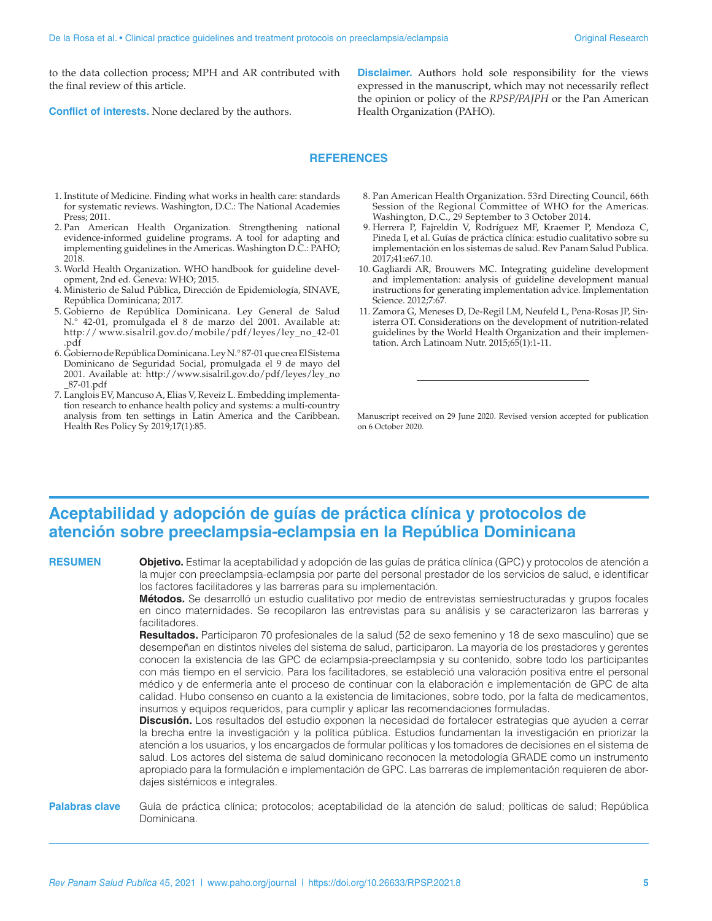to the data collection process; MPH and AR contributed with the final review of this article.

**Conflict of interests.** None declared by the authors.

**Disclaimer.** Authors hold sole responsibility for the views expressed in the manuscript, which may not necessarily reflect the opinion or policy of the *RPSP/PAJPH* or the Pan American Health Organization (PAHO).

## REFERENCES

1. Institute of Medicine. Finding what works in health care: standards for systematic reviews. Washington, D.C.: The National Academies Press; 2011.
2. Pan American Health Organization. Strengthening national evidence-informed guideline programs. A tool for adapting and implementing guidelines in the Americas. Washington D.C.: PAHO; 2018.
3. World Health Organization. WHO handbook for guideline development, 2nd ed. Geneva: WHO; 2015.
4. Ministerio de Salud Pública, Dirección de Epidemiología, SINAVE, República Dominicana; 2017.
5. Gobierno de República Dominicana. Ley General de Salud N.° 42-01, promulgada el 8 de marzo del 2001. Available at: http:// www.sisalril.gov.do/mobile/pdf/leyes/ley_no_42-01.pdf
6. Gobierno de República Dominicana. Ley N.° 87-01 que crea El Sistema Dominicano de Seguridad Social, promulgada el 9 de mayo del 2001. Available at: http://www.sisalril.gov.do/pdf/leyes/ley_no_87-01.pdf
7. Langlois EV, Mancuso A, Elias V, Reveiz L. Embedding implementation research to enhance health policy and systems: a multi-country analysis from ten settings in Latin America and the Caribbean. Health Res Policy Sy 2019;17(1):85.
8. Pan American Health Organization. 53rd Directing Council, 66th Session of the Regional Committee of WHO for the Americas. Washington, D.C., 29 September to 3 October 2014.
9. Herrera P, Fajreldin V, Rodríguez MF, Kraemer P, Mendoza C, Pineda I, et al. Guías de práctica clínica: estudio cualitativo sobre su implementación en los sistemas de salud. Rev Panam Salud Publica. 2017;41:e67.10.
10. Gagliardi AR, Brouwers MC. Integrating guideline development and implementation: analysis of guideline development manual instructions for generating implementation advice. Implementation Science. 2012;7:67.
11. Zamora G, Meneses D, De-Regil LM, Neufeld L, Pena-Rosas JP, Sinisterra OT. Considerations on the development of nutrition-related guidelines by the World Health Organization and their implementation. Arch Latinoam Nutr. 2015;65(1):1-11.

---

Manuscript received on 29 June 2020. Revised version accepted for publication on 6 October 2020.

# Aceptabilidad y adopción de guías de práctica clínica y protocolos de atención sobre preeclampsia-eclampsia en la República Dominicana

**RESUMEN**

**Objetivo.** Estimar la aceptabilidad y adopción de las guías de prática clínica (GPC) y protocolos de atención a la mujer con preeclampsia-eclampsia por parte del personal prestador de los servicios de salud, e identificar los factores facilitadores y las barreras para su implementación.

**Métodos.** Se desarrolló un estudio cualitativo por medio de entrevistas semiestructuradas y grupos focales en cinco maternidades. Se recopilaron las entrevistas para su análisis y se caracterizaron las barreras y facilitadores.

**Resultados.** Participaron 70 profesionales de la salud (52 de sexo femenino y 18 de sexo masculino) que se desempeñan en distintos niveles del sistema de salud, participaron. La mayoría de los prestadores y gerentes conocen la existencia de las GPC de eclampsia-preeclampsia y su contenido, sobre todo los participantes con más tiempo en el servicio. Para los facilitadores, se estableció una valoración positiva entre el personal médico y de enfermería ante el proceso de continuar con la elaboración e implementación de GPC de alta calidad. Hubo consenso en cuanto a la existencia de limitaciones, sobre todo, por la falta de medicamentos, insumos y equipos requeridos, para cumplir y aplicar las recomendaciones formuladas.

**Discusión.** Los resultados del estudio exponen la necesidad de fortalecer estrategias que ayuden a cerrar la brecha entre la investigación y la política pública. Estudios fundamentan la investigación en priorizar la atención a los usuarios, y los encargados de formular políticas y los tomadores de decisiones en el sistema de salud. Los actores del sistema de salud dominicano reconocen la metodología GRADE como un instrumento apropiado para la formulación e implementación de GPC. Las barreras de implementación requieren de abordajes sistémicos e integrales.

**Palabras clave** Guía de práctica clínica; protocolos; aceptabilidad de la atención de salud; políticas de salud; República Dominicana.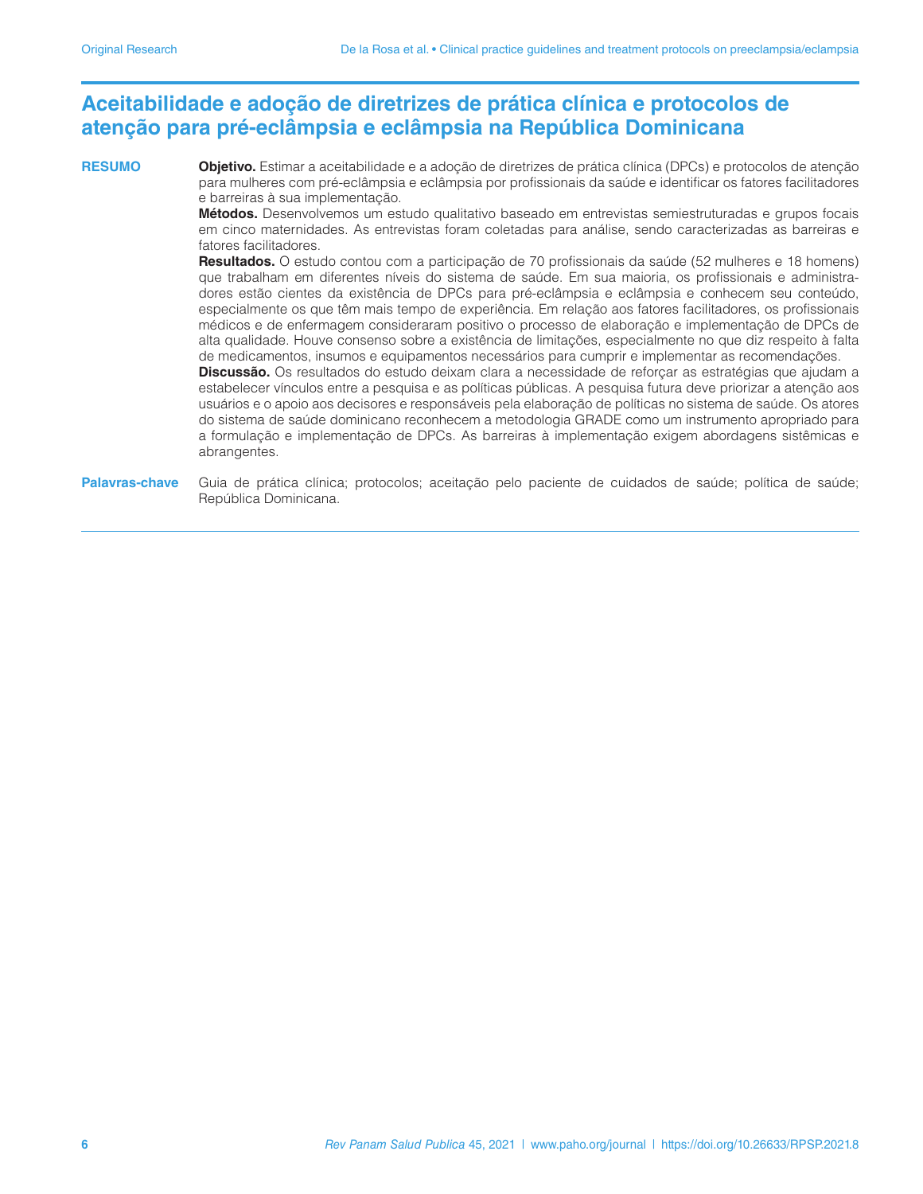# Aceitabilidade e adoção de diretrizes de prática clínica e protocolos de atenção para pré-eclâmpsia e eclâmpsia na República Dominicana

**RESUMO**

**Objetivo.** Estimar a aceitabilidade e a adoção de diretrizes de prática clínica (DPCs) e protocolos de atenção para mulheres com pré-eclâmpsia e eclâmpsia por profissionais da saúde e identificar os fatores facilitadores e barreiras à sua implementação.

**Métodos.** Desenvolvemos um estudo qualitativo baseado em entrevistas semiestruturadas e grupos focais em cinco maternidades. As entrevistas foram coletadas para análise, sendo caracterizadas as barreiras e fatores facilitadores.

**Resultados.** O estudo contou com a participação de 70 profissionais da saúde (52 mulheres e 18 homens) que trabalham em diferentes níveis do sistema de saúde. Em sua maioria, os profissionais e administradores estão cientes da existência de DPCs para pré-eclâmpsia e eclâmpsia e conhecem seu conteúdo, especialmente os que têm mais tempo de experiência. Em relação aos fatores facilitadores, os profissionais médicos e de enfermagem consideraram positivo o processo de elaboração e implementação de DPCs de alta qualidade. Houve consenso sobre a existência de limitações, especialmente no que diz respeito à falta de medicamentos, insumos e equipamentos necessários para cumprir e implementar as recomendações.

**Discussão.** Os resultados do estudo deixam clara a necessidade de reforçar as estratégias que ajudam a estabelecer vínculos entre a pesquisa e as políticas públicas. A pesquisa futura deve priorizar a atenção aos usuários e o apoio aos decisores e responsáveis pela elaboração de políticas no sistema de saúde. Os atores do sistema de saúde dominicano reconhecem a metodologia GRADE como um instrumento apropriado para a formulação e implementação de DPCs. As barreiras à implementação exigem abordagens sistêmicas e abrangentes.

**Palavras-chave** Guia de prática clínica; protocolos; aceitação pelo paciente de cuidados de saúde; política de saúde; República Dominicana.